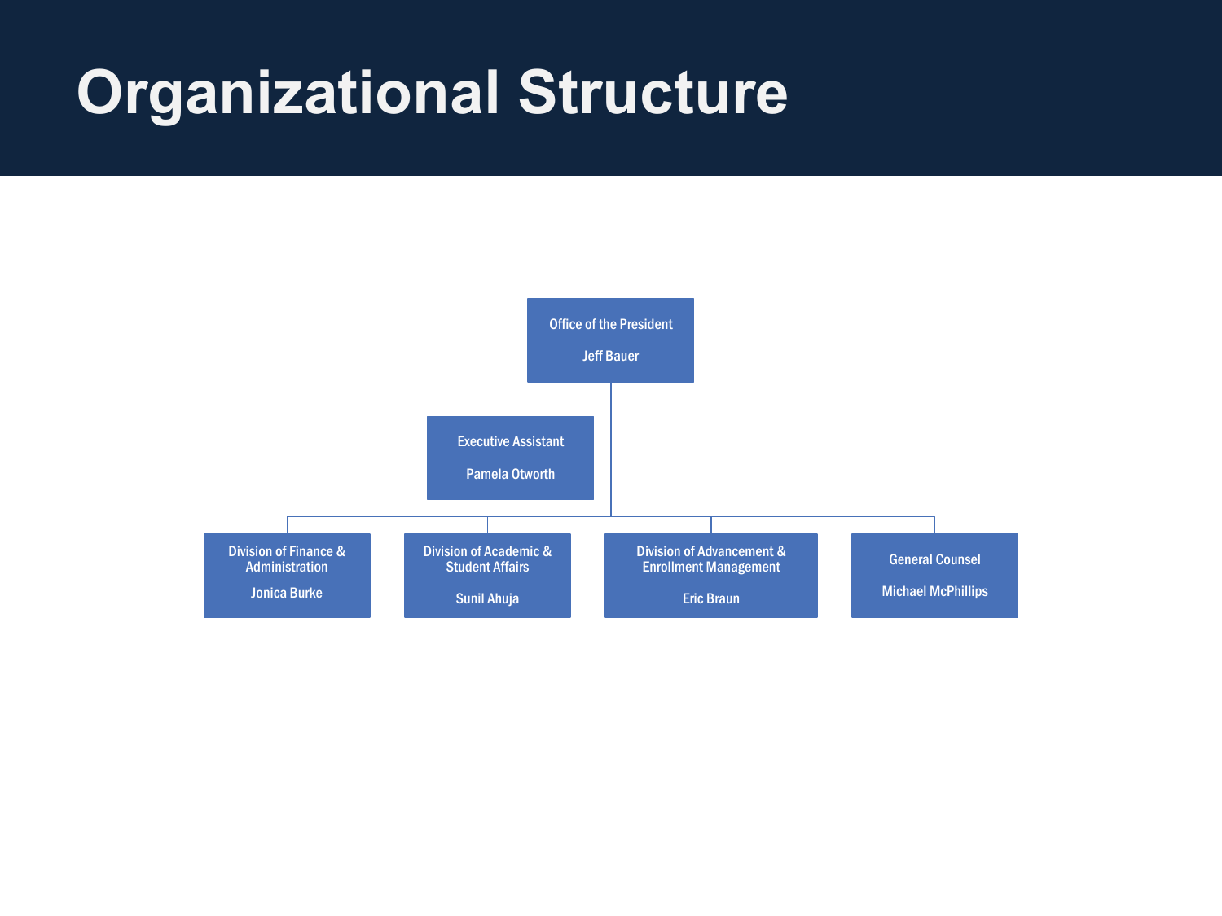# Organizational Structure

- **Office of the President** — Jeff Bauer
  - **Executive Assistant** — Pamela Otworth
  - **Division of Finance & Administration** — Jonica Burke
  - **Division of Academic & Student Affairs** — Sunil Ahuja
  - **Division of Advancement & Enrollment Management** — Eric Braun
  - **General Counsel** — Michael McPhillips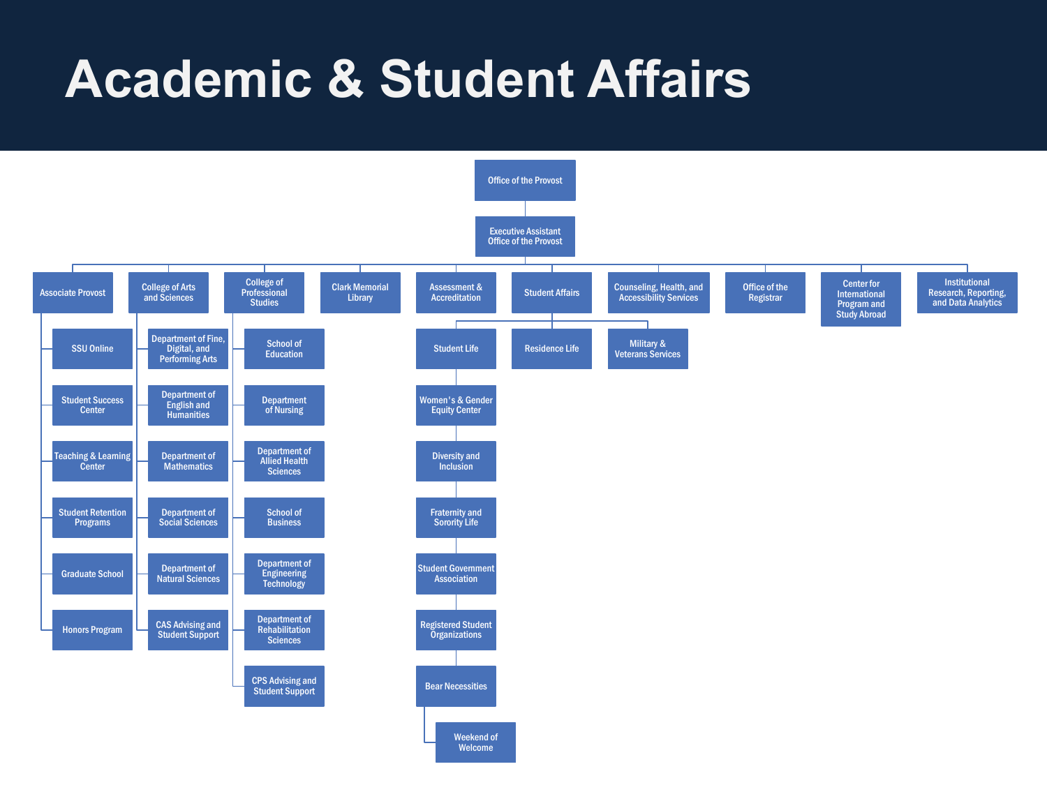# Academic & Student Affairs

- Office of the Provost
  - Executive Assistant Office of the Provost
    - Associate Provost
      - SSU Online
      - Student Success Center
      - Teaching & Learning Center
      - Student Retention Programs
      - Graduate School
      - Honors Program
    - College of Arts and Sciences
      - Department of Fine, Digital, and Performing Arts
      - Department of English and Humanities
      - Department of Mathematics
      - Department of Social Sciences
      - Department of Natural Sciences
      - CAS Advising and Student Support
    - College of Professional Studies
      - School of Education
      - Department of Nursing
      - Department of Allied Health Sciences
      - School of Business
      - Department of Engineering Technology
      - Department of Rehabilitation Sciences
      - CPS Advising and Student Support
    - Clark Memorial Library
    - Assessment & Accreditation
    - Student Affairs
      - Student Life
        - Women's & Gender Equity Center
        - Diversity and Inclusion
        - Fraternity and Sorority Life
        - Student Government Association
        - Registered Student Organizations
        - Bear Necessities
          - Weekend of Welcome
      - Residence Life
      - Military & Veterans Services
    - Counseling, Health, and Accessibility Services
    - Office of the Registrar
    - Center for International Program and Study Abroad
    - Institutional Research, Reporting, and Data Analytics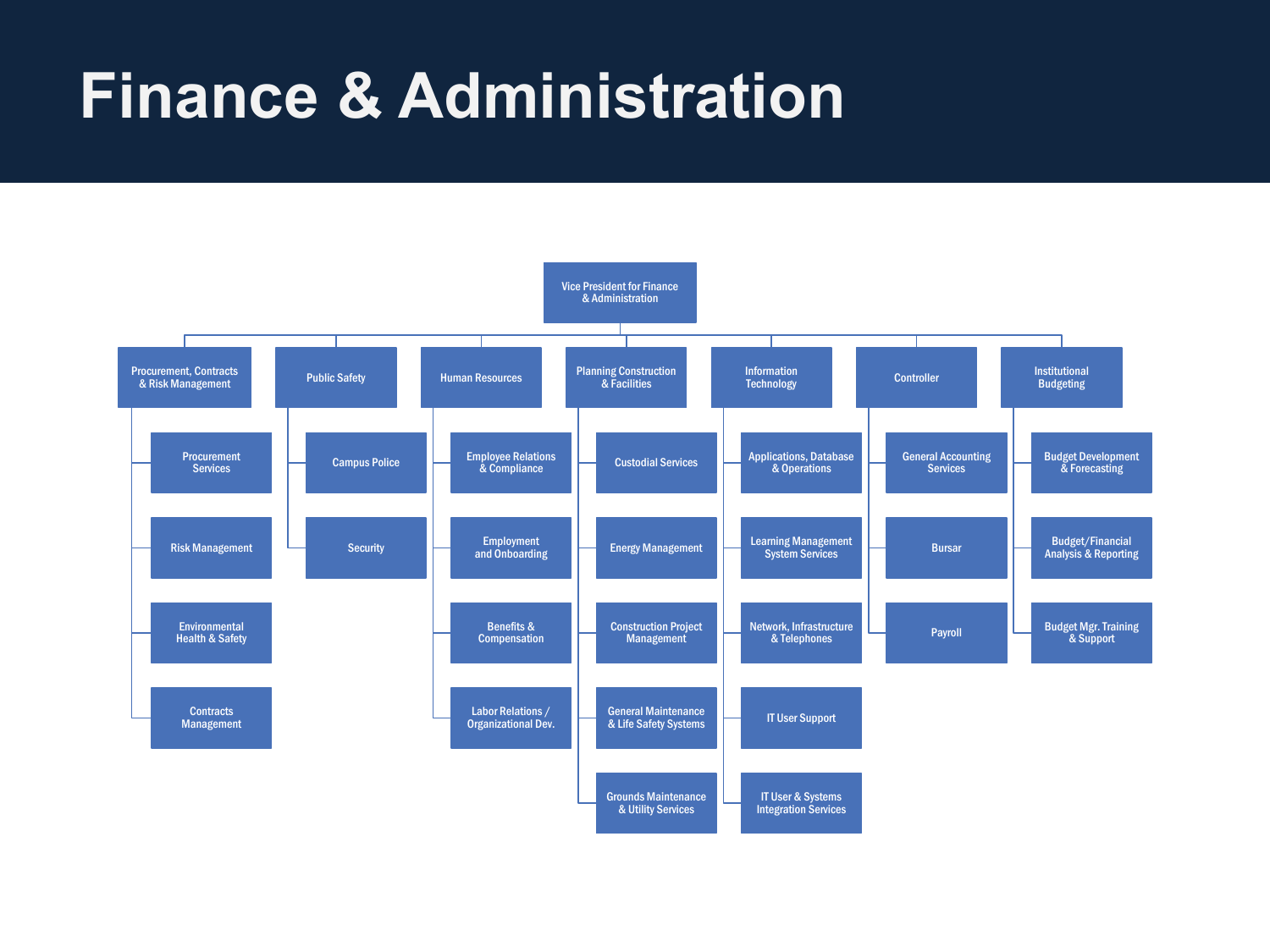# Finance & Administration

- **Vice President for Finance & Administration**
  - **Procurement, Contracts & Risk Management**
    - Procurement Services
    - Risk Management
    - Environmental Health & Safety
    - Contracts Management
  - **Public Safety**
    - Campus Police
    - Security
  - **Human Resources**
    - Employee Relations & Compliance
    - Employment and Onboarding
    - Benefits & Compensation
    - Labor Relations / Organizational Dev.
  - **Planning Construction & Facilities**
    - Custodial Services
    - Energy Management
    - Construction Project Management
    - General Maintenance & Life Safety Systems
    - Grounds Maintenance & Utility Services
  - **Information Technology**
    - Applications, Database & Operations
    - Learning Management System Services
    - Network, Infrastructure & Telephones
    - IT User Support
    - IT User & Systems Integration Services
  - **Controller**
    - General Accounting Services
    - Bursar
    - Payroll
  - **Institutional Budgeting**
    - Budget Development & Forecasting
    - Budget/Financial Analysis & Reporting
    - Budget Mgr. Training & Support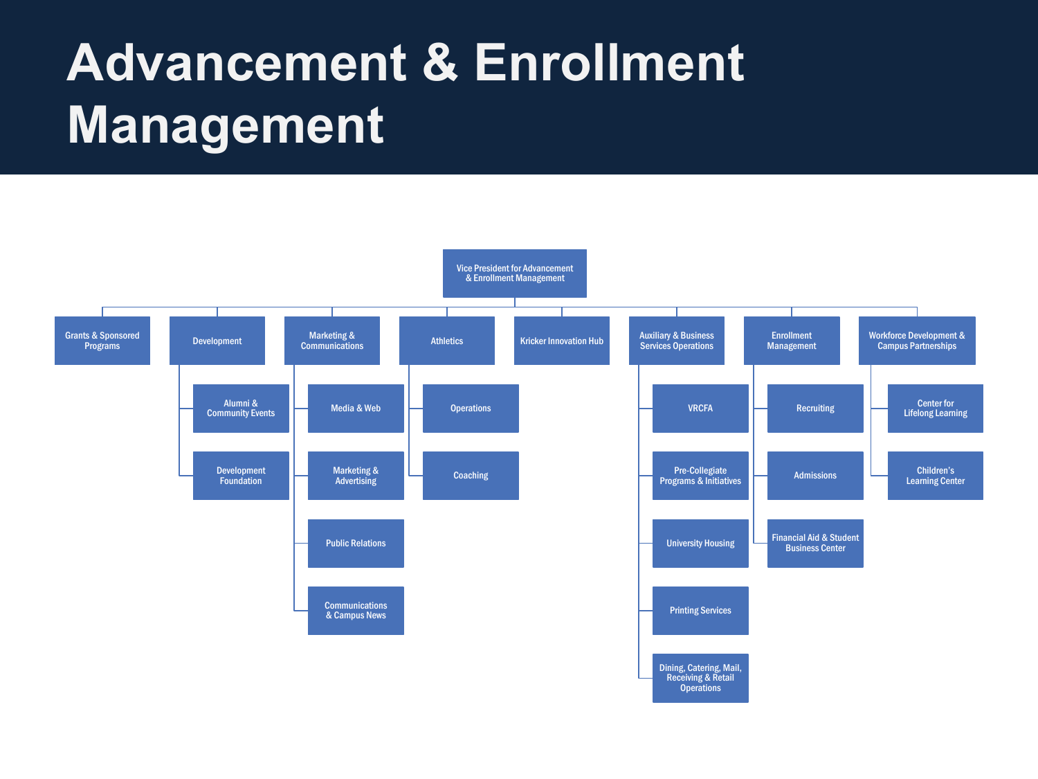# Advancement & Enrollment Management

- Vice President for Advancement & Enrollment Management
  - Grants & Sponsored Programs
  - Development
    - Alumni & Community Events
    - Development Foundation
  - Marketing & Communications
    - Media & Web
    - Marketing & Advertising
    - Public Relations
    - Communications & Campus News
  - Athletics
    - Operations
    - Coaching
  - Kricker Innovation Hub
  - Auxiliary & Business Services Operations
    - VRCFA
    - Pre-Collegiate Programs & Initiatives
    - University Housing
    - Printing Services
    - Dining, Catering, Mail, Receiving & Retail Operations
  - Enrollment Management
    - Recruiting
    - Admissions
    - Financial Aid & Student Business Center
  - Workforce Development & Campus Partnerships
    - Center for Lifelong Learning
    - Children's Learning Center